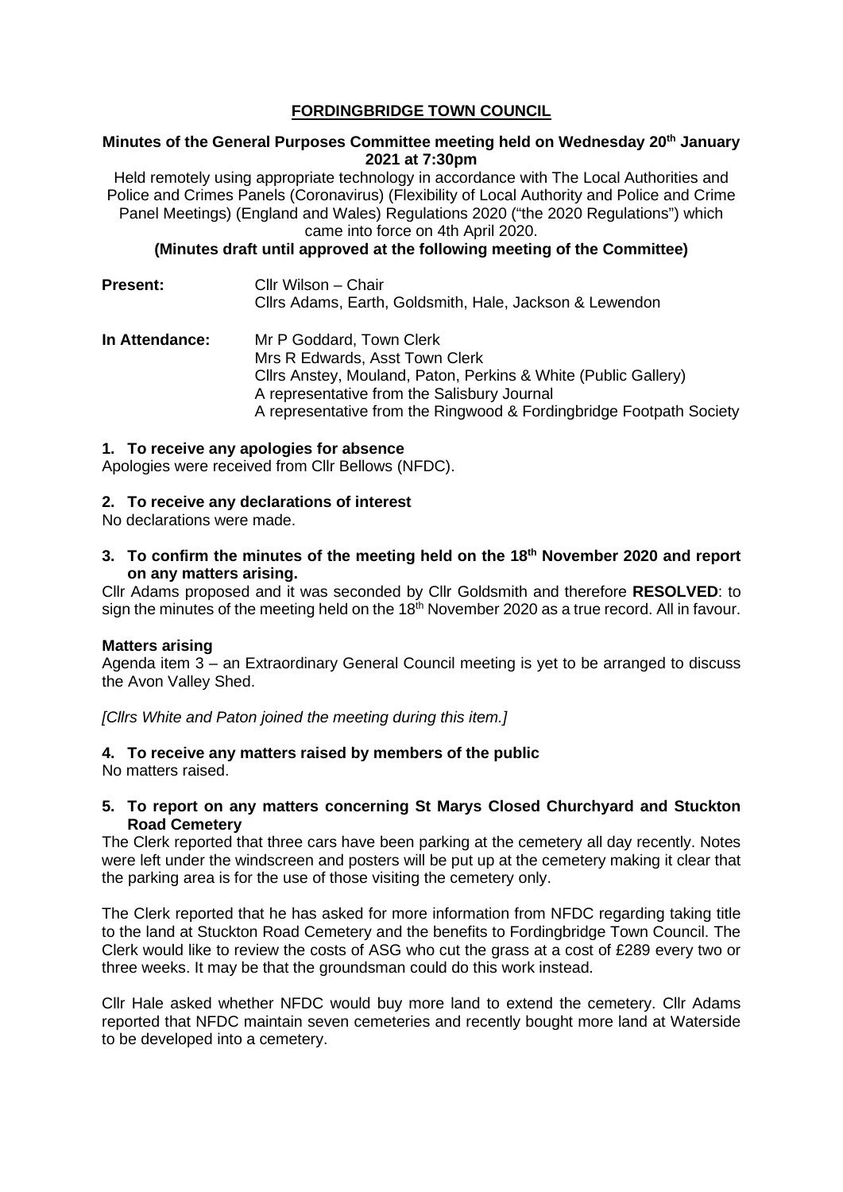# FORDINGBRIDGE TOWN COUNCIL

**Minutes of the General Purposes Committee meeting held on Wednesday 20th January 2021 at 7:30pm**

Held remotely using appropriate technology in accordance with The Local Authorities and Police and Crimes Panels (Coronavirus) (Flexibility of Local Authority and Police and Crime Panel Meetings) (England and Wales) Regulations 2020 ("the 2020 Regulations") which came into force on 4th April 2020.

**(Minutes draft until approved at the following meeting of the Committee)**

**Present:** Cllr Wilson – Chair
Cllrs Adams, Earth, Goldsmith, Hale, Jackson & Lewendon

**In Attendance:** Mr P Goddard, Town Clerk
Mrs R Edwards, Asst Town Clerk
Cllrs Anstey, Mouland, Paton, Perkins & White (Public Gallery)
A representative from the Salisbury Journal
A representative from the Ringwood & Fordingbridge Footpath Society

## 1. To receive any apologies for absence

Apologies were received from Cllr Bellows (NFDC).

## 2. To receive any declarations of interest

No declarations were made.

## 3. To confirm the minutes of the meeting held on the 18th November 2020 and report on any matters arising.

Cllr Adams proposed and it was seconded by Cllr Goldsmith and therefore **RESOLVED**: to sign the minutes of the meeting held on the 18th November 2020 as a true record. All in favour.

**Matters arising**

Agenda item 3 – an Extraordinary General Council meeting is yet to be arranged to discuss the Avon Valley Shed.

*[Cllrs White and Paton joined the meeting during this item.]*

## 4. To receive any matters raised by members of the public

No matters raised.

## 5. To report on any matters concerning St Marys Closed Churchyard and Stuckton Road Cemetery

The Clerk reported that three cars have been parking at the cemetery all day recently. Notes were left under the windscreen and posters will be put up at the cemetery making it clear that the parking area is for the use of those visiting the cemetery only.

The Clerk reported that he has asked for more information from NFDC regarding taking title to the land at Stuckton Road Cemetery and the benefits to Fordingbridge Town Council. The Clerk would like to review the costs of ASG who cut the grass at a cost of £289 every two or three weeks. It may be that the groundsman could do this work instead.

Cllr Hale asked whether NFDC would buy more land to extend the cemetery. Cllr Adams reported that NFDC maintain seven cemeteries and recently bought more land at Waterside to be developed into a cemetery.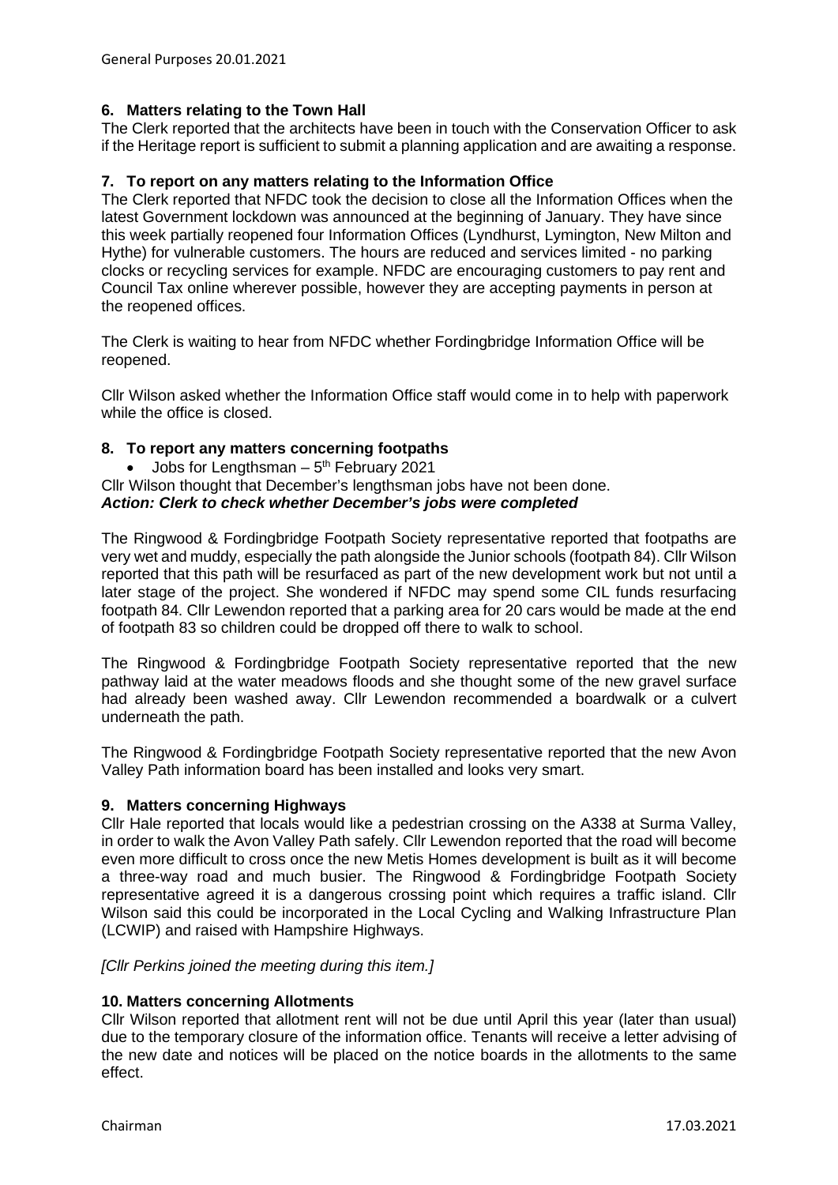## 6. Matters relating to the Town Hall

The Clerk reported that the architects have been in touch with the Conservation Officer to ask if the Heritage report is sufficient to submit a planning application and are awaiting a response.

## 7. To report on any matters relating to the Information Office

The Clerk reported that NFDC took the decision to close all the Information Offices when the latest Government lockdown was announced at the beginning of January. They have since this week partially reopened four Information Offices (Lyndhurst, Lymington, New Milton and Hythe) for vulnerable customers. The hours are reduced and services limited - no parking clocks or recycling services for example. NFDC are encouraging customers to pay rent and Council Tax online wherever possible, however they are accepting payments in person at the reopened offices.

The Clerk is waiting to hear from NFDC whether Fordingbridge Information Office will be reopened.

Cllr Wilson asked whether the Information Office staff would come in to help with paperwork while the office is closed.

## 8. To report any matters concerning footpaths

- Jobs for Lengthsman – 5th February 2021

Cllr Wilson thought that December's lengthsman jobs have not been done.
***Action: Clerk to check whether December's jobs were completed***

The Ringwood & Fordingbridge Footpath Society representative reported that footpaths are very wet and muddy, especially the path alongside the Junior schools (footpath 84). Cllr Wilson reported that this path will be resurfaced as part of the new development work but not until a later stage of the project. She wondered if NFDC may spend some CIL funds resurfacing footpath 84. Cllr Lewendon reported that a parking area for 20 cars would be made at the end of footpath 83 so children could be dropped off there to walk to school.

The Ringwood & Fordingbridge Footpath Society representative reported that the new pathway laid at the water meadows floods and she thought some of the new gravel surface had already been washed away. Cllr Lewendon recommended a boardwalk or a culvert underneath the path.

The Ringwood & Fordingbridge Footpath Society representative reported that the new Avon Valley Path information board has been installed and looks very smart.

## 9. Matters concerning Highways

Cllr Hale reported that locals would like a pedestrian crossing on the A338 at Surma Valley, in order to walk the Avon Valley Path safely. Cllr Lewendon reported that the road will become even more difficult to cross once the new Metis Homes development is built as it will become a three-way road and much busier. The Ringwood & Fordingbridge Footpath Society representative agreed it is a dangerous crossing point which requires a traffic island. Cllr Wilson said this could be incorporated in the Local Cycling and Walking Infrastructure Plan (LCWIP) and raised with Hampshire Highways.

*[Cllr Perkins joined the meeting during this item.]*

## 10. Matters concerning Allotments

Cllr Wilson reported that allotment rent will not be due until April this year (later than usual) due to the temporary closure of the information office. Tenants will receive a letter advising of the new date and notices will be placed on the notice boards in the allotments to the same effect.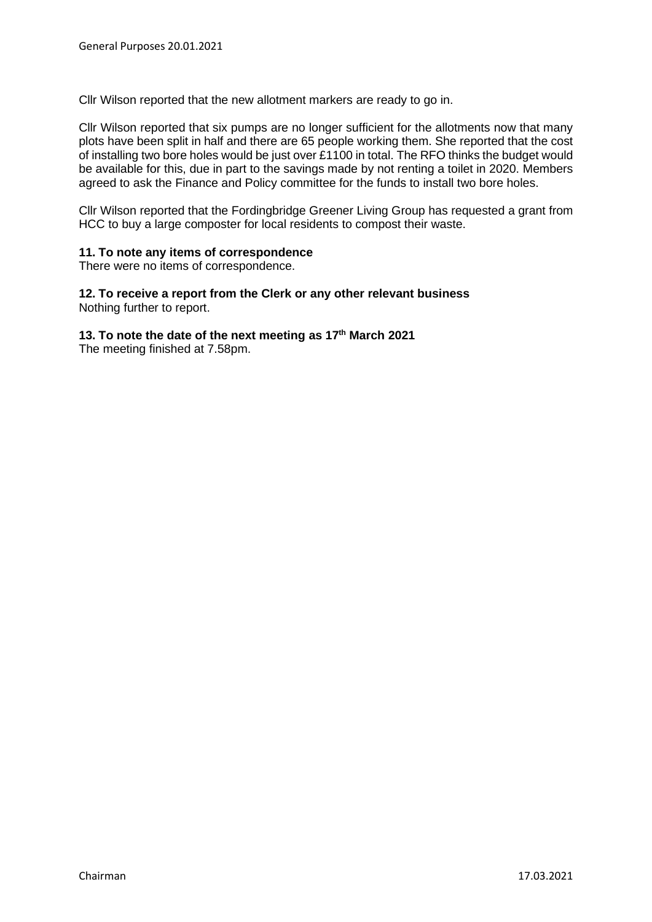Cllr Wilson reported that the new allotment markers are ready to go in.

Cllr Wilson reported that six pumps are no longer sufficient for the allotments now that many plots have been split in half and there are 65 people working them. She reported that the cost of installing two bore holes would be just over £1100 in total. The RFO thinks the budget would be available for this, due in part to the savings made by not renting a toilet in 2020. Members agreed to ask the Finance and Policy committee for the funds to install two bore holes.

Cllr Wilson reported that the Fordingbridge Greener Living Group has requested a grant from HCC to buy a large composter for local residents to compost their waste.

**11. To note any items of correspondence**
There were no items of correspondence.

**12. To receive a report from the Clerk or any other relevant business**
Nothing further to report.

**13. To note the date of the next meeting as 17th March 2021**
The meeting finished at 7.58pm.

Chairman 17.03.2021